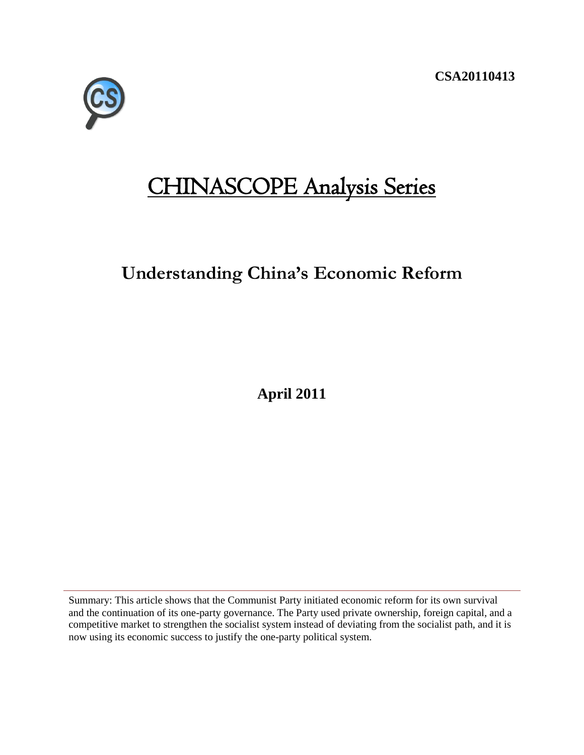**CSA20110413**

# CHINASCOPE Analysis Series

## Understanding China's Economic Reform

**April 2011**

Summary: This article shows that the Communist Party initiated economic reform for its own survival and the continuation of its one-party governance. The Party used private ownership, foreign capital, and a competitive market to strengthen the socialist system instead of deviating from the socialist path, and it is now using its economic success to justify the one-party political system.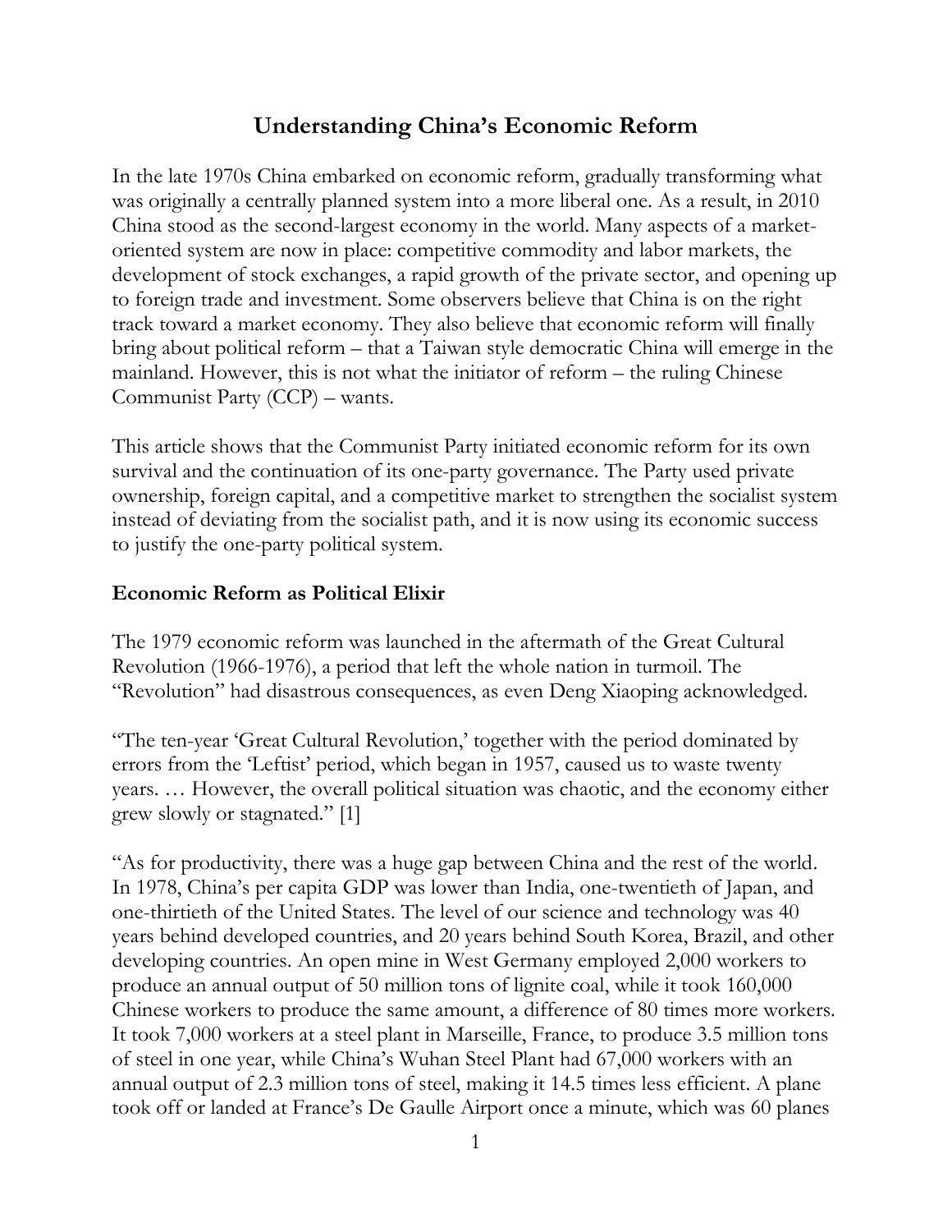# Understanding China's Economic Reform

In the late 1970s China embarked on economic reform, gradually transforming what was originally a centrally planned system into a more liberal one. As a result, in 2010 China stood as the second-largest economy in the world. Many aspects of a market-oriented system are now in place: competitive commodity and labor markets, the development of stock exchanges, a rapid growth of the private sector, and opening up to foreign trade and investment. Some observers believe that China is on the right track toward a market economy. They also believe that economic reform will finally bring about political reform – that a Taiwan style democratic China will emerge in the mainland. However, this is not what the initiator of reform – the ruling Chinese Communist Party (CCP) – wants.

This article shows that the Communist Party initiated economic reform for its own survival and the continuation of its one-party governance. The Party used private ownership, foreign capital, and a competitive market to strengthen the socialist system instead of deviating from the socialist path, and it is now using its economic success to justify the one-party political system.

## Economic Reform as Political Elixir

The 1979 economic reform was launched in the aftermath of the Great Cultural Revolution (1966-1976), a period that left the whole nation in turmoil. The "Revolution" had disastrous consequences, as even Deng Xiaoping acknowledged.

"The ten-year 'Great Cultural Revolution,' together with the period dominated by errors from the 'Leftist' period, which began in 1957, caused us to waste twenty years. … However, the overall political situation was chaotic, and the economy either grew slowly or stagnated." [1]

"As for productivity, there was a huge gap between China and the rest of the world. In 1978, China's per capita GDP was lower than India, one-twentieth of Japan, and one-thirtieth of the United States. The level of our science and technology was 40 years behind developed countries, and 20 years behind South Korea, Brazil, and other developing countries. An open mine in West Germany employed 2,000 workers to produce an annual output of 50 million tons of lignite coal, while it took 160,000 Chinese workers to produce the same amount, a difference of 80 times more workers. It took 7,000 workers at a steel plant in Marseille, France, to produce 3.5 million tons of steel in one year, while China's Wuhan Steel Plant had 67,000 workers with an annual output of 2.3 million tons of steel, making it 14.5 times less efficient. A plane took off or landed at France's De Gaulle Airport once a minute, which was 60 planes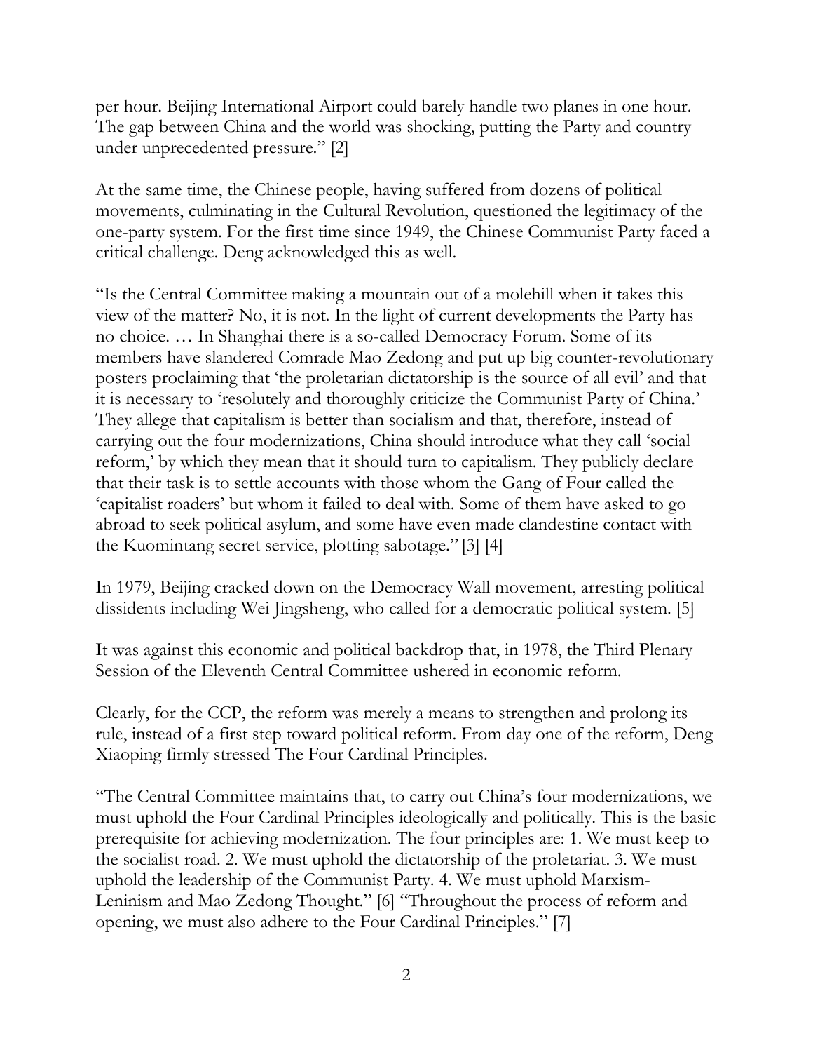per hour. Beijing International Airport could barely handle two planes in one hour. The gap between China and the world was shocking, putting the Party and country under unprecedented pressure." [2]

At the same time, the Chinese people, having suffered from dozens of political movements, culminating in the Cultural Revolution, questioned the legitimacy of the one-party system. For the first time since 1949, the Chinese Communist Party faced a critical challenge. Deng acknowledged this as well.

"Is the Central Committee making a mountain out of a molehill when it takes this view of the matter? No, it is not. In the light of current developments the Party has no choice. … In Shanghai there is a so-called Democracy Forum. Some of its members have slandered Comrade Mao Zedong and put up big counter-revolutionary posters proclaiming that 'the proletarian dictatorship is the source of all evil' and that it is necessary to 'resolutely and thoroughly criticize the Communist Party of China.' They allege that capitalism is better than socialism and that, therefore, instead of carrying out the four modernizations, China should introduce what they call 'social reform,' by which they mean that it should turn to capitalism. They publicly declare that their task is to settle accounts with those whom the Gang of Four called the 'capitalist roaders' but whom it failed to deal with. Some of them have asked to go abroad to seek political asylum, and some have even made clandestine contact with the Kuomintang secret service, plotting sabotage." [3] [4]

In 1979, Beijing cracked down on the Democracy Wall movement, arresting political dissidents including Wei Jingsheng, who called for a democratic political system. [5]

It was against this economic and political backdrop that, in 1978, the Third Plenary Session of the Eleventh Central Committee ushered in economic reform.

Clearly, for the CCP, the reform was merely a means to strengthen and prolong its rule, instead of a first step toward political reform. From day one of the reform, Deng Xiaoping firmly stressed The Four Cardinal Principles.

"The Central Committee maintains that, to carry out China's four modernizations, we must uphold the Four Cardinal Principles ideologically and politically. This is the basic prerequisite for achieving modernization. The four principles are: 1. We must keep to the socialist road. 2. We must uphold the dictatorship of the proletariat. 3. We must uphold the leadership of the Communist Party. 4. We must uphold Marxism-Leninism and Mao Zedong Thought." [6] "Throughout the process of reform and opening, we must also adhere to the Four Cardinal Principles." [7]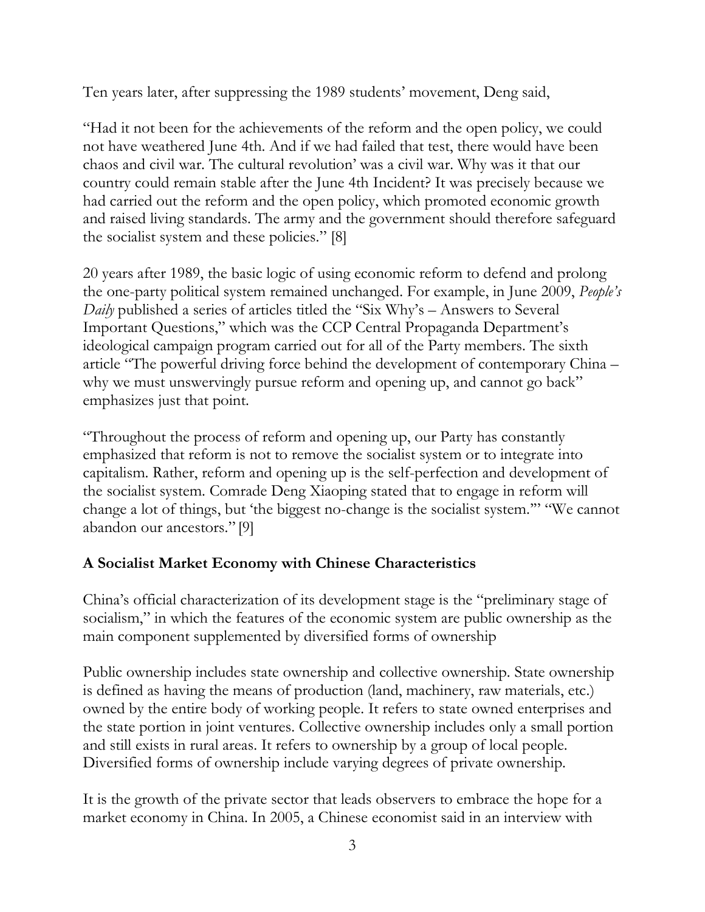Ten years later, after suppressing the 1989 students' movement, Deng said,

"Had it not been for the achievements of the reform and the open policy, we could not have weathered June 4th. And if we had failed that test, there would have been chaos and civil war. The cultural revolution' was a civil war. Why was it that our country could remain stable after the June 4th Incident? It was precisely because we had carried out the reform and the open policy, which promoted economic growth and raised living standards. The army and the government should therefore safeguard the socialist system and these policies." [8]

20 years after 1989, the basic logic of using economic reform to defend and prolong the one-party political system remained unchanged. For example, in June 2009, *People's Daily* published a series of articles titled the "Six Why's – Answers to Several Important Questions," which was the CCP Central Propaganda Department's ideological campaign program carried out for all of the Party members. The sixth article "The powerful driving force behind the development of contemporary China – why we must unswervingly pursue reform and opening up, and cannot go back" emphasizes just that point.

"Throughout the process of reform and opening up, our Party has constantly emphasized that reform is not to remove the socialist system or to integrate into capitalism. Rather, reform and opening up is the self-perfection and development of the socialist system. Comrade Deng Xiaoping stated that to engage in reform will change a lot of things, but 'the biggest no-change is the socialist system.'" "We cannot abandon our ancestors." [9]

## A Socialist Market Economy with Chinese Characteristics

China's official characterization of its development stage is the "preliminary stage of socialism," in which the features of the economic system are public ownership as the main component supplemented by diversified forms of ownership

Public ownership includes state ownership and collective ownership. State ownership is defined as having the means of production (land, machinery, raw materials, etc.) owned by the entire body of working people. It refers to state owned enterprises and the state portion in joint ventures. Collective ownership includes only a small portion and still exists in rural areas. It refers to ownership by a group of local people. Diversified forms of ownership include varying degrees of private ownership.

It is the growth of the private sector that leads observers to embrace the hope for a market economy in China. In 2005, a Chinese economist said in an interview with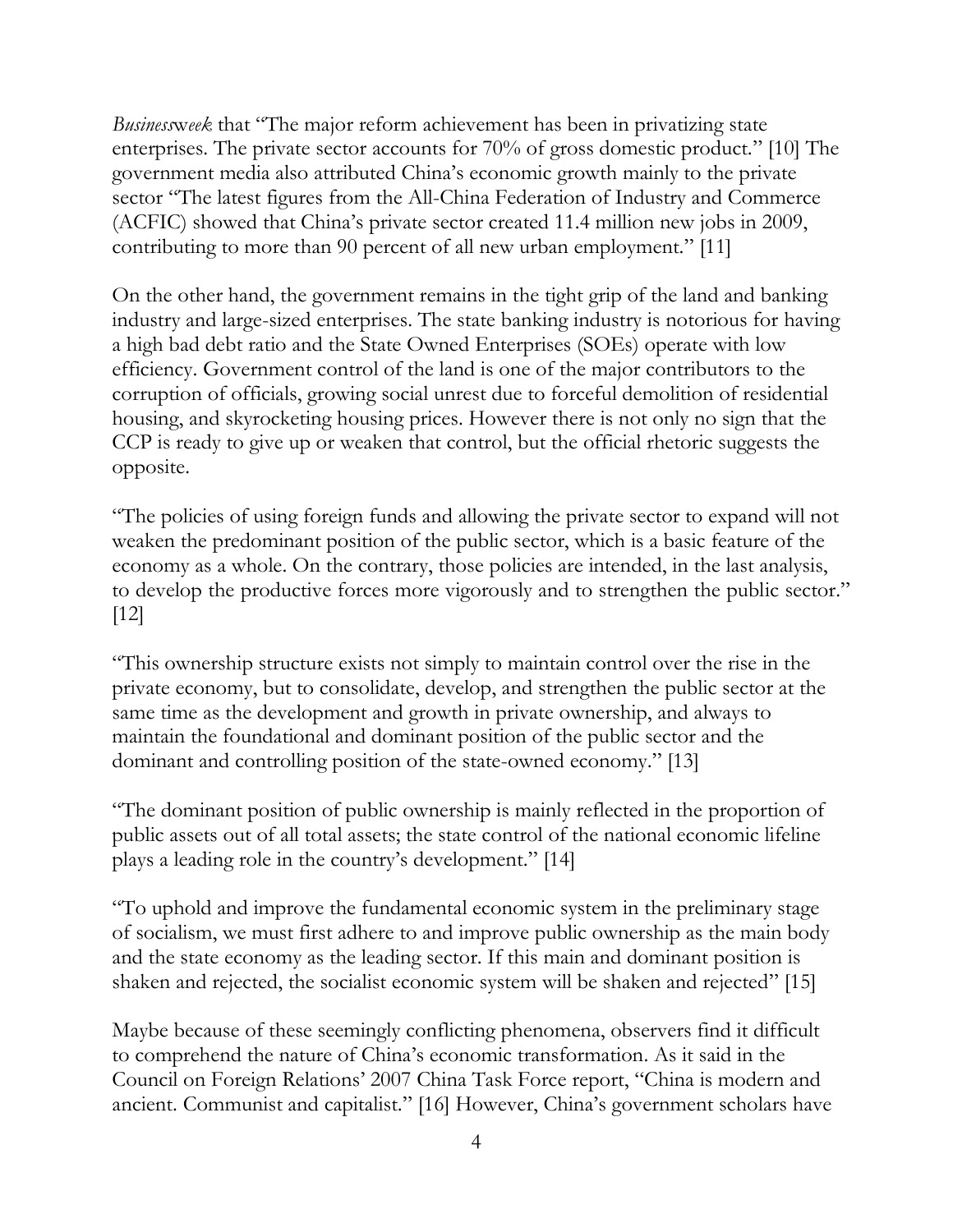*Businessweek* that "The major reform achievement has been in privatizing state enterprises. The private sector accounts for 70% of gross domestic product." [10] The government media also attributed China's economic growth mainly to the private sector "The latest figures from the All-China Federation of Industry and Commerce (ACFIC) showed that China's private sector created 11.4 million new jobs in 2009, contributing to more than 90 percent of all new urban employment." [11]

On the other hand, the government remains in the tight grip of the land and banking industry and large-sized enterprises. The state banking industry is notorious for having a high bad debt ratio and the State Owned Enterprises (SOEs) operate with low efficiency. Government control of the land is one of the major contributors to the corruption of officials, growing social unrest due to forceful demolition of residential housing, and skyrocketing housing prices. However there is not only no sign that the CCP is ready to give up or weaken that control, but the official rhetoric suggests the opposite.

"The policies of using foreign funds and allowing the private sector to expand will not weaken the predominant position of the public sector, which is a basic feature of the economy as a whole. On the contrary, those policies are intended, in the last analysis, to develop the productive forces more vigorously and to strengthen the public sector." [12]

"This ownership structure exists not simply to maintain control over the rise in the private economy, but to consolidate, develop, and strengthen the public sector at the same time as the development and growth in private ownership, and always to maintain the foundational and dominant position of the public sector and the dominant and controlling position of the state-owned economy." [13]

"The dominant position of public ownership is mainly reflected in the proportion of public assets out of all total assets; the state control of the national economic lifeline plays a leading role in the country's development." [14]

"To uphold and improve the fundamental economic system in the preliminary stage of socialism, we must first adhere to and improve public ownership as the main body and the state economy as the leading sector. If this main and dominant position is shaken and rejected, the socialist economic system will be shaken and rejected" [15]

Maybe because of these seemingly conflicting phenomena, observers find it difficult to comprehend the nature of China's economic transformation. As it said in the Council on Foreign Relations' 2007 China Task Force report, "China is modern and ancient. Communist and capitalist." [16] However, China's government scholars have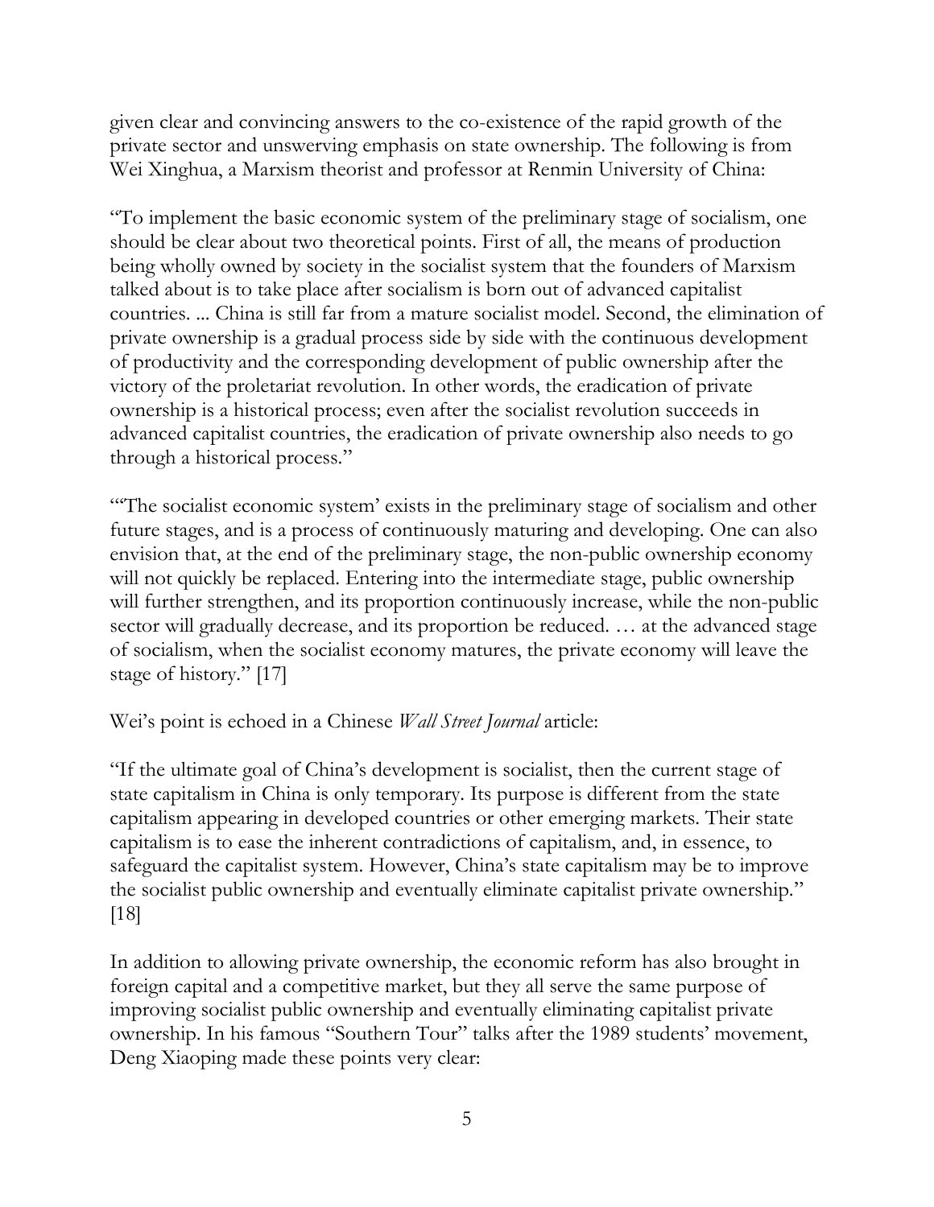given clear and convincing answers to the co-existence of the rapid growth of the private sector and unswerving emphasis on state ownership. The following is from Wei Xinghua, a Marxism theorist and professor at Renmin University of China:

"To implement the basic economic system of the preliminary stage of socialism, one should be clear about two theoretical points. First of all, the means of production being wholly owned by society in the socialist system that the founders of Marxism talked about is to take place after socialism is born out of advanced capitalist countries. ... China is still far from a mature socialist model. Second, the elimination of private ownership is a gradual process side by side with the continuous development of productivity and the corresponding development of public ownership after the victory of the proletariat revolution. In other words, the eradication of private ownership is a historical process; even after the socialist revolution succeeds in advanced capitalist countries, the eradication of private ownership also needs to go through a historical process."

"'The socialist economic system' exists in the preliminary stage of socialism and other future stages, and is a process of continuously maturing and developing. One can also envision that, at the end of the preliminary stage, the non-public ownership economy will not quickly be replaced. Entering into the intermediate stage, public ownership will further strengthen, and its proportion continuously increase, while the non-public sector will gradually decrease, and its proportion be reduced. … at the advanced stage of socialism, when the socialist economy matures, the private economy will leave the stage of history." [17]

Wei's point is echoed in a Chinese *Wall Street Journal* article:

"If the ultimate goal of China's development is socialist, then the current stage of state capitalism in China is only temporary. Its purpose is different from the state capitalism appearing in developed countries or other emerging markets. Their state capitalism is to ease the inherent contradictions of capitalism, and, in essence, to safeguard the capitalist system. However, China's state capitalism may be to improve the socialist public ownership and eventually eliminate capitalist private ownership." [18]

In addition to allowing private ownership, the economic reform has also brought in foreign capital and a competitive market, but they all serve the same purpose of improving socialist public ownership and eventually eliminating capitalist private ownership. In his famous "Southern Tour" talks after the 1989 students' movement, Deng Xiaoping made these points very clear: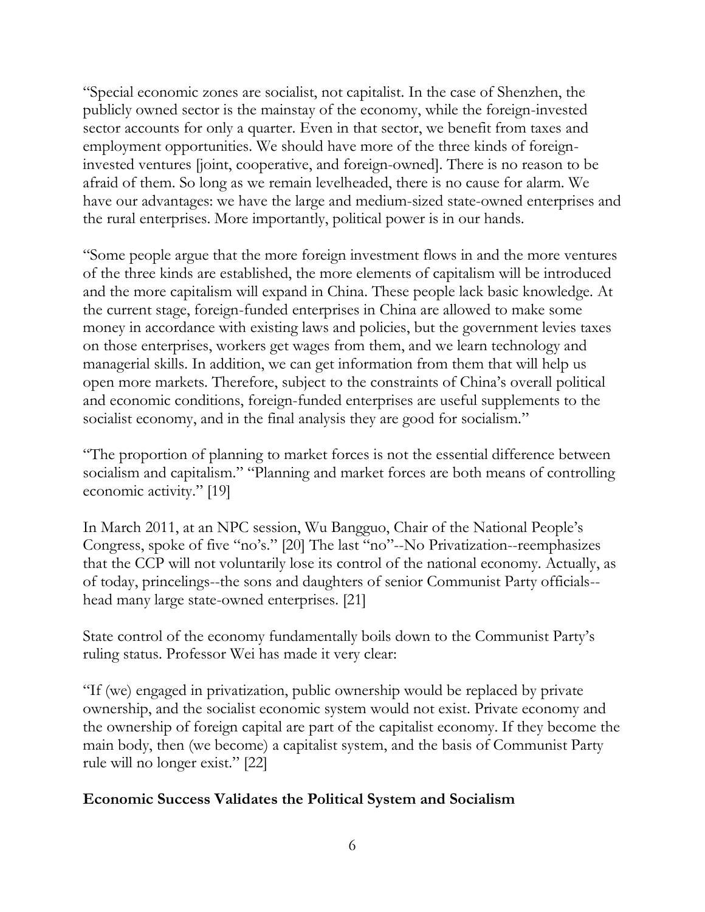"Special economic zones are socialist, not capitalist. In the case of Shenzhen, the publicly owned sector is the mainstay of the economy, while the foreign-invested sector accounts for only a quarter. Even in that sector, we benefit from taxes and employment opportunities. We should have more of the three kinds of foreign-invested ventures [joint, cooperative, and foreign-owned]. There is no reason to be afraid of them. So long as we remain levelheaded, there is no cause for alarm. We have our advantages: we have the large and medium-sized state-owned enterprises and the rural enterprises. More importantly, political power is in our hands.

"Some people argue that the more foreign investment flows in and the more ventures of the three kinds are established, the more elements of capitalism will be introduced and the more capitalism will expand in China. These people lack basic knowledge. At the current stage, foreign-funded enterprises in China are allowed to make some money in accordance with existing laws and policies, but the government levies taxes on those enterprises, workers get wages from them, and we learn technology and managerial skills. In addition, we can get information from them that will help us open more markets. Therefore, subject to the constraints of China's overall political and economic conditions, foreign-funded enterprises are useful supplements to the socialist economy, and in the final analysis they are good for socialism."

"The proportion of planning to market forces is not the essential difference between socialism and capitalism." "Planning and market forces are both means of controlling economic activity." [19]

In March 2011, at an NPC session, Wu Bangguo, Chair of the National People's Congress, spoke of five "no's." [20] The last "no"--No Privatization--reemphasizes that the CCP will not voluntarily lose its control of the national economy. Actually, as of today, princelings--the sons and daughters of senior Communist Party officials--head many large state-owned enterprises. [21]

State control of the economy fundamentally boils down to the Communist Party's ruling status. Professor Wei has made it very clear:

"If (we) engaged in privatization, public ownership would be replaced by private ownership, and the socialist economic system would not exist. Private economy and the ownership of foreign capital are part of the capitalist economy. If they become the main body, then (we become) a capitalist system, and the basis of Communist Party rule will no longer exist." [22]

## Economic Success Validates the Political System and Socialism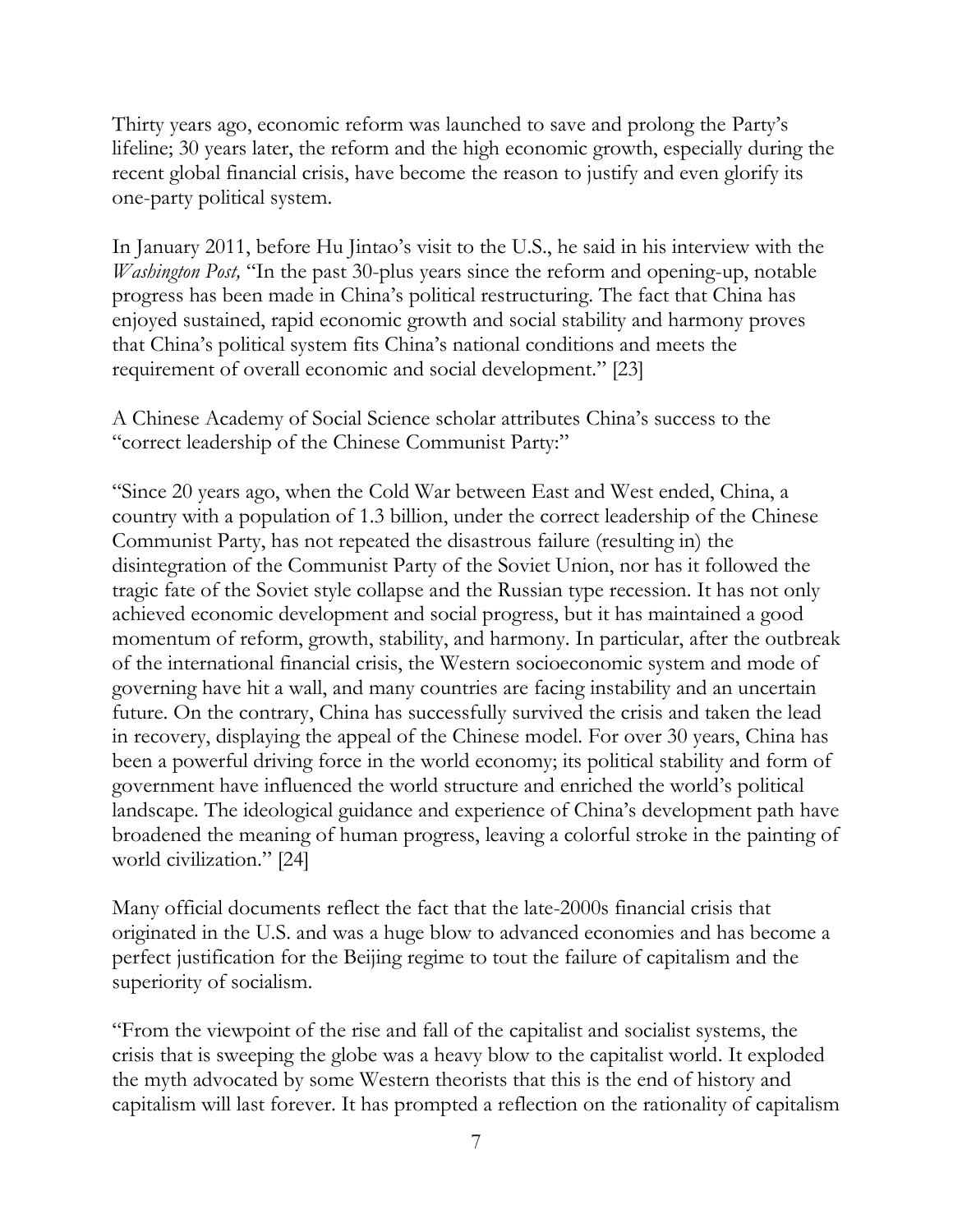Thirty years ago, economic reform was launched to save and prolong the Party's lifeline; 30 years later, the reform and the high economic growth, especially during the recent global financial crisis, have become the reason to justify and even glorify its one-party political system.

In January 2011, before Hu Jintao's visit to the U.S., he said in his interview with the *Washington Post,* "In the past 30-plus years since the reform and opening-up, notable progress has been made in China's political restructuring. The fact that China has enjoyed sustained, rapid economic growth and social stability and harmony proves that China's political system fits China's national conditions and meets the requirement of overall economic and social development." [23]

A Chinese Academy of Social Science scholar attributes China's success to the "correct leadership of the Chinese Communist Party:"

"Since 20 years ago, when the Cold War between East and West ended, China, a country with a population of 1.3 billion, under the correct leadership of the Chinese Communist Party, has not repeated the disastrous failure (resulting in) the disintegration of the Communist Party of the Soviet Union, nor has it followed the tragic fate of the Soviet style collapse and the Russian type recession. It has not only achieved economic development and social progress, but it has maintained a good momentum of reform, growth, stability, and harmony. In particular, after the outbreak of the international financial crisis, the Western socioeconomic system and mode of governing have hit a wall, and many countries are facing instability and an uncertain future. On the contrary, China has successfully survived the crisis and taken the lead in recovery, displaying the appeal of the Chinese model. For over 30 years, China has been a powerful driving force in the world economy; its political stability and form of government have influenced the world structure and enriched the world's political landscape. The ideological guidance and experience of China's development path have broadened the meaning of human progress, leaving a colorful stroke in the painting of world civilization." [24]

Many official documents reflect the fact that the late-2000s financial crisis that originated in the U.S. and was a huge blow to advanced economies and has become a perfect justification for the Beijing regime to tout the failure of capitalism and the superiority of socialism.

"From the viewpoint of the rise and fall of the capitalist and socialist systems, the crisis that is sweeping the globe was a heavy blow to the capitalist world. It exploded the myth advocated by some Western theorists that this is the end of history and capitalism will last forever. It has prompted a reflection on the rationality of capitalism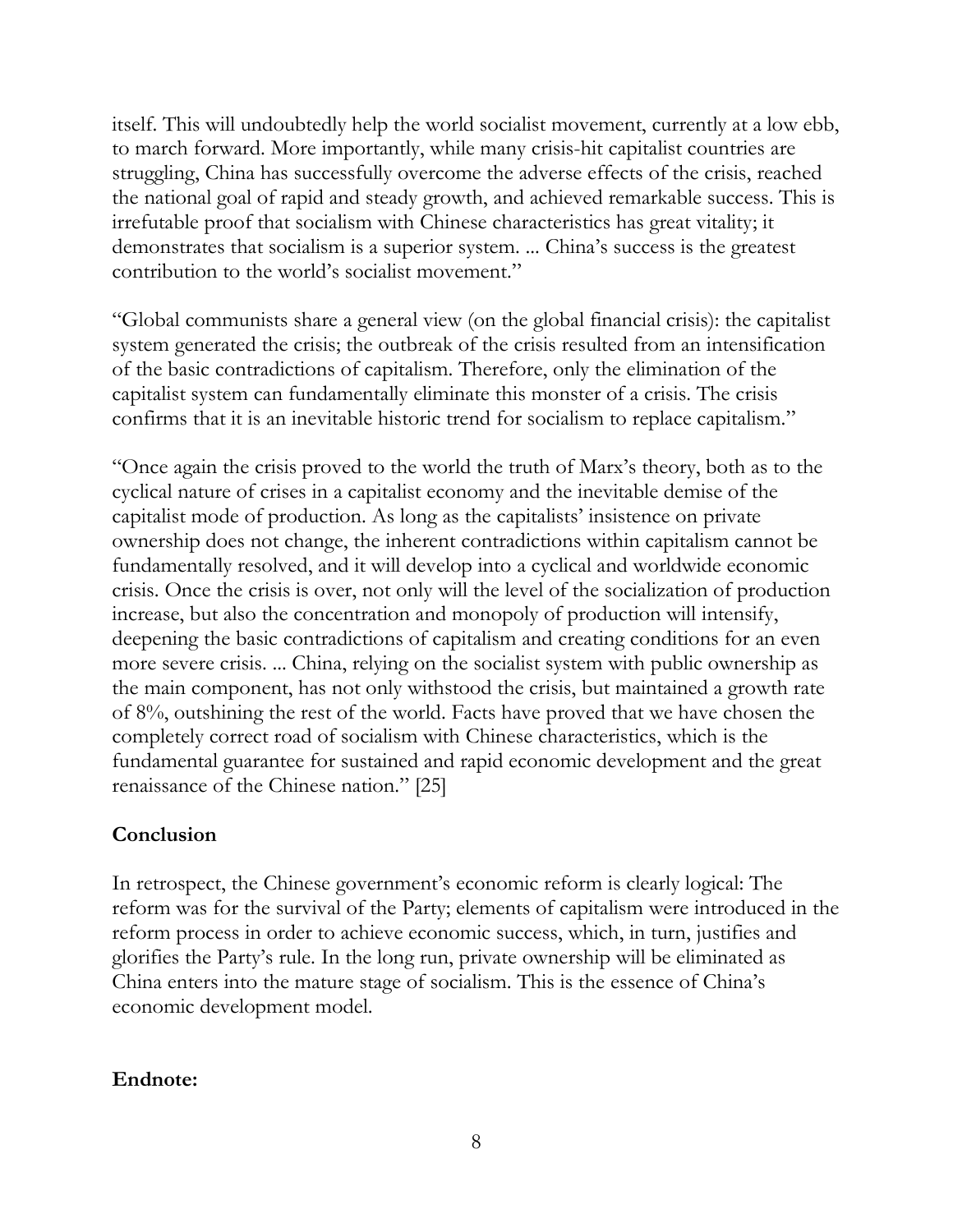itself. This will undoubtedly help the world socialist movement, currently at a low ebb, to march forward. More importantly, while many crisis-hit capitalist countries are struggling, China has successfully overcome the adverse effects of the crisis, reached the national goal of rapid and steady growth, and achieved remarkable success. This is irrefutable proof that socialism with Chinese characteristics has great vitality; it demonstrates that socialism is a superior system. ... China's success is the greatest contribution to the world's socialist movement."

"Global communists share a general view (on the global financial crisis): the capitalist system generated the crisis; the outbreak of the crisis resulted from an intensification of the basic contradictions of capitalism. Therefore, only the elimination of the capitalist system can fundamentally eliminate this monster of a crisis. The crisis confirms that it is an inevitable historic trend for socialism to replace capitalism."

"Once again the crisis proved to the world the truth of Marx's theory, both as to the cyclical nature of crises in a capitalist economy and the inevitable demise of the capitalist mode of production. As long as the capitalists' insistence on private ownership does not change, the inherent contradictions within capitalism cannot be fundamentally resolved, and it will develop into a cyclical and worldwide economic crisis. Once the crisis is over, not only will the level of the socialization of production increase, but also the concentration and monopoly of production will intensify, deepening the basic contradictions of capitalism and creating conditions for an even more severe crisis. ... China, relying on the socialist system with public ownership as the main component, has not only withstood the crisis, but maintained a growth rate of 8%, outshining the rest of the world. Facts have proved that we have chosen the completely correct road of socialism with Chinese characteristics, which is the fundamental guarantee for sustained and rapid economic development and the great renaissance of the Chinese nation." [25]

## Conclusion

In retrospect, the Chinese government's economic reform is clearly logical: The reform was for the survival of the Party; elements of capitalism were introduced in the reform process in order to achieve economic success, which, in turn, justifies and glorifies the Party's rule. In the long run, private ownership will be eliminated as China enters into the mature stage of socialism. This is the essence of China's economic development model.

## Endnote: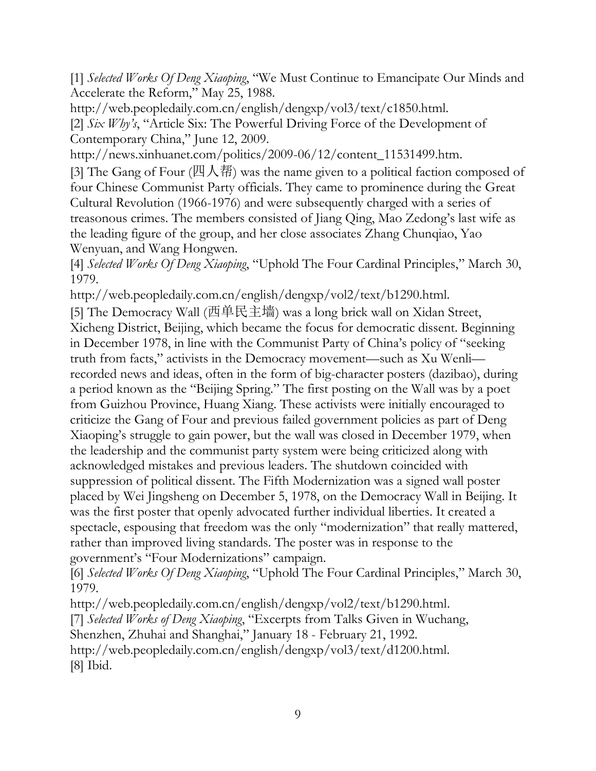[1] *Selected Works Of Deng Xiaoping*, "We Must Continue to Emancipate Our Minds and Accelerate the Reform," May 25, 1988.
http://web.peopledaily.com.cn/english/dengxp/vol3/text/c1850.html.

[2] *Six Why's*, "Article Six: The Powerful Driving Force of the Development of Contemporary China," June 12, 2009.
http://news.xinhuanet.com/politics/2009-06/12/content_11531499.htm.

[3] The Gang of Four (四人帮) was the name given to a political faction composed of four Chinese Communist Party officials. They came to prominence during the Great Cultural Revolution (1966-1976) and were subsequently charged with a series of treasonous crimes. The members consisted of Jiang Qing, Mao Zedong's last wife as the leading figure of the group, and her close associates Zhang Chunqiao, Yao Wenyuan, and Wang Hongwen.

[4] *Selected Works Of Deng Xiaoping*, "Uphold The Four Cardinal Principles," March 30, 1979.
http://web.peopledaily.com.cn/english/dengxp/vol2/text/b1290.html.

[5] The Democracy Wall (西单民主墙) was a long brick wall on Xidan Street, Xicheng District, Beijing, which became the focus for democratic dissent. Beginning in December 1978, in line with the Communist Party of China's policy of "seeking truth from facts," activists in the Democracy movement—such as Xu Wenli—recorded news and ideas, often in the form of big-character posters (dazibao), during a period known as the "Beijing Spring." The first posting on the Wall was by a poet from Guizhou Province, Huang Xiang. These activists were initially encouraged to criticize the Gang of Four and previous failed government policies as part of Deng Xiaoping's struggle to gain power, but the wall was closed in December 1979, when the leadership and the communist party system were being criticized along with acknowledged mistakes and previous leaders. The shutdown coincided with suppression of political dissent. The Fifth Modernization was a signed wall poster placed by Wei Jingsheng on December 5, 1978, on the Democracy Wall in Beijing. It was the first poster that openly advocated further individual liberties. It created a spectacle, espousing that freedom was the only "modernization" that really mattered, rather than improved living standards. The poster was in response to the government's "Four Modernizations" campaign.

[6] *Selected Works Of Deng Xiaoping*, "Uphold The Four Cardinal Principles," March 30, 1979.
http://web.peopledaily.com.cn/english/dengxp/vol2/text/b1290.html.

[7] *Selected Works of Deng Xiaoping*, "Excerpts from Talks Given in Wuchang, Shenzhen, Zhuhai and Shanghai," January 18 - February 21, 1992.
http://web.peopledaily.com.cn/english/dengxp/vol3/text/d1200.html.

[8] Ibid.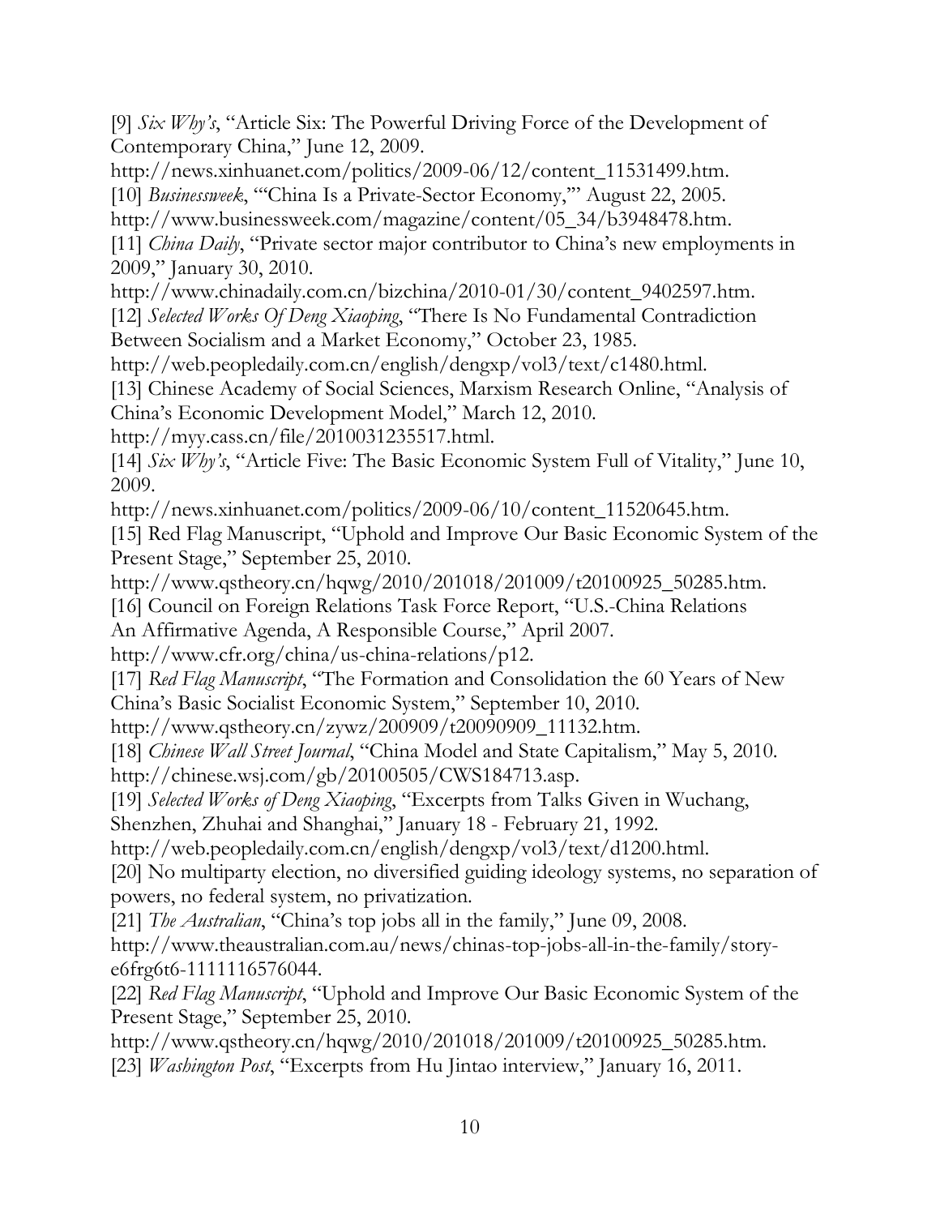[9] *Six Why's*, "Article Six: The Powerful Driving Force of the Development of Contemporary China," June 12, 2009.
http://news.xinhuanet.com/politics/2009-06/12/content_11531499.htm.

[10] *Businessweek*, "'China Is a Private-Sector Economy,'" August 22, 2005.
http://www.businessweek.com/magazine/content/05_34/b3948478.htm.

[11] *China Daily*, "Private sector major contributor to China's new employments in 2009," January 30, 2010.
http://www.chinadaily.com.cn/bizchina/2010-01/30/content_9402597.htm.

[12] *Selected Works Of Deng Xiaoping*, "There Is No Fundamental Contradiction Between Socialism and a Market Economy," October 23, 1985.
http://web.peopledaily.com.cn/english/dengxp/vol3/text/c1480.html.

[13] Chinese Academy of Social Sciences, Marxism Research Online, "Analysis of China's Economic Development Model," March 12, 2010.
http://myy.cass.cn/file/2010031235517.html.

[14] *Six Why's*, "Article Five: The Basic Economic System Full of Vitality," June 10, 2009.
http://news.xinhuanet.com/politics/2009-06/10/content_11520645.htm.

[15] Red Flag Manuscript, "Uphold and Improve Our Basic Economic System of the Present Stage," September 25, 2010.
http://www.qstheory.cn/hqwg/2010/201018/201009/t20100925_50285.htm.

[16] Council on Foreign Relations Task Force Report, "U.S.-China Relations An Affirmative Agenda, A Responsible Course," April 2007.
http://www.cfr.org/china/us-china-relations/p12.

[17] *Red Flag Manuscript*, "The Formation and Consolidation the 60 Years of New China's Basic Socialist Economic System," September 10, 2010.
http://www.qstheory.cn/zywz/200909/t20090909_11132.htm.

[18] *Chinese Wall Street Journal*, "China Model and State Capitalism," May 5, 2010.
http://chinese.wsj.com/gb/20100505/CWS184713.asp.

[19] *Selected Works of Deng Xiaoping*, "Excerpts from Talks Given in Wuchang, Shenzhen, Zhuhai and Shanghai," January 18 - February 21, 1992.
http://web.peopledaily.com.cn/english/dengxp/vol3/text/d1200.html.

[20] No multiparty election, no diversified guiding ideology systems, no separation of powers, no federal system, no privatization.

[21] *The Australian*, "China's top jobs all in the family," June 09, 2008.
http://www.theaustralian.com.au/news/chinas-top-jobs-all-in-the-family/story-e6frg6t6-1111116576044.

[22] *Red Flag Manuscript*, "Uphold and Improve Our Basic Economic System of the Present Stage," September 25, 2010.
http://www.qstheory.cn/hqwg/2010/201018/201009/t20100925_50285.htm.

[23] *Washington Post*, "Excerpts from Hu Jintao interview," January 16, 2011.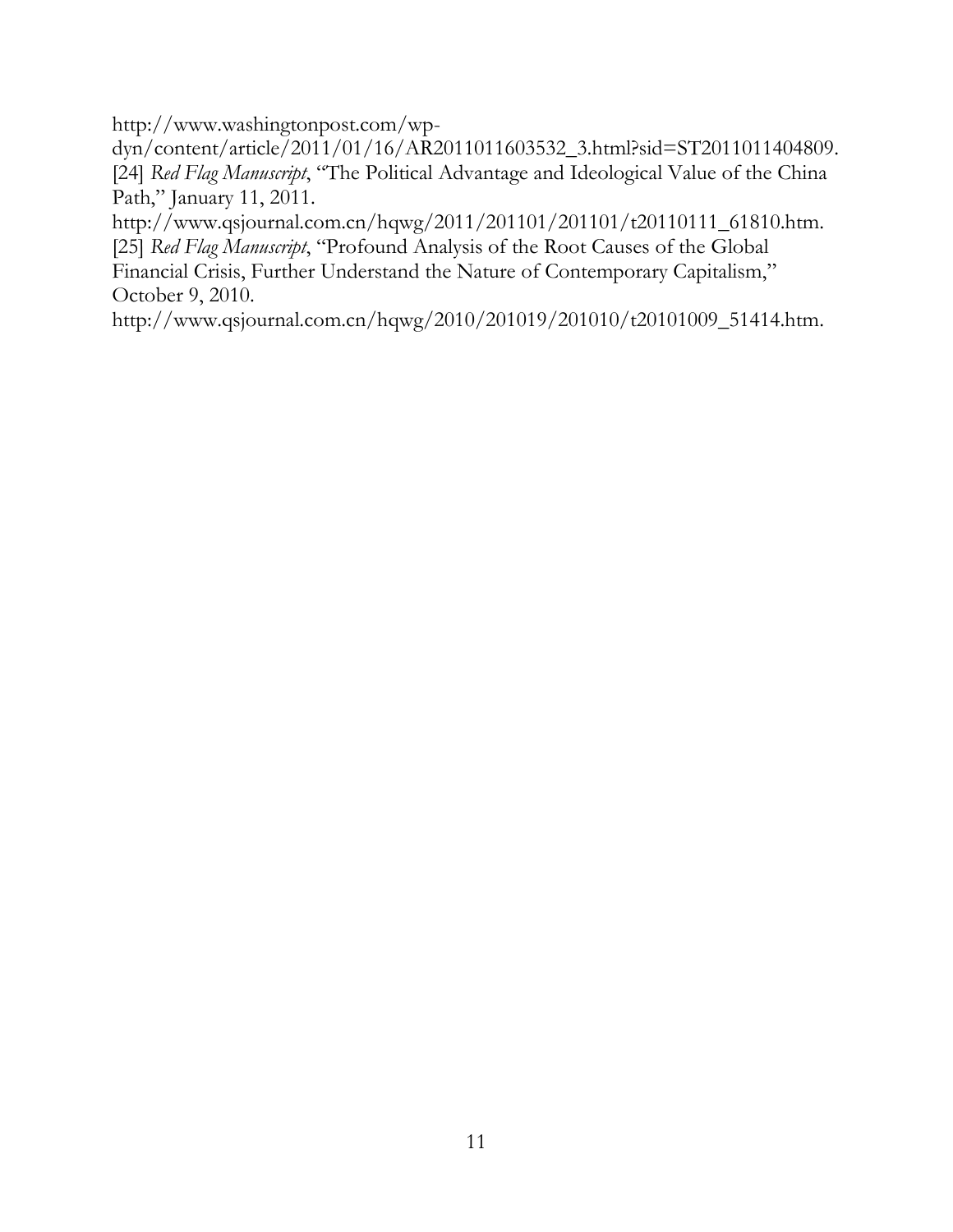http://www.washingtonpost.com/wp-dyn/content/article/2011/01/16/AR2011011603532_3.html?sid=ST2011011404809.

[24] *Red Flag Manuscript*, "The Political Advantage and Ideological Value of the China Path," January 11, 2011. http://www.qsjournal.com.cn/hqwg/2011/201101/201101/t20110111_61810.htm.

[25] *Red Flag Manuscript*, "Profound Analysis of the Root Causes of the Global Financial Crisis, Further Understand the Nature of Contemporary Capitalism," October 9, 2010. http://www.qsjournal.com.cn/hqwg/2010/201019/201010/t20101009_51414.htm.